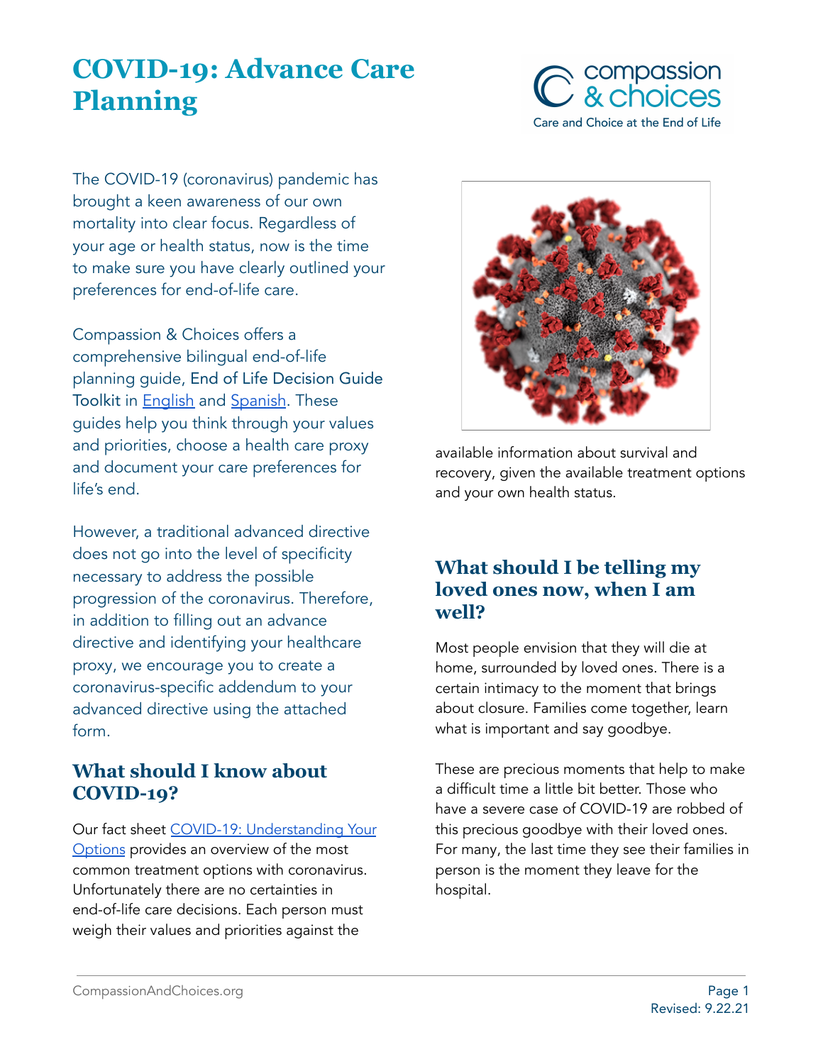# COVID-19: Advance Care Planning

compassion & choices
Care and Choice at the End of Life

The COVID-19 (coronavirus) pandemic has brought a keen awareness of our own mortality into clear focus. Regardless of your age or health status, now is the time to make sure you have clearly outlined your preferences for end-of-life care.

Compassion & Choices offers a comprehensive bilingual end-of-life planning guide, End of Life Decision Guide Toolkit in [English]() and [Spanish](). These guides help you think through your values and priorities, choose a health care proxy and document your care preferences for life's end.

However, a traditional advanced directive does not go into the level of specificity necessary to address the possible progression of the coronavirus. Therefore, in addition to filling out an advance directive and identifying your healthcare proxy, we encourage you to create a coronavirus-specific addendum to your advanced directive using the attached form.

## What should I know about COVID-19?

Our fact sheet [COVID-19: Understanding Your Options]() provides an overview of the most common treatment options with coronavirus. Unfortunately there are no certainties in end-of-life care decisions. Each person must weigh their values and priorities against the available information about survival and recovery, given the available treatment options and your own health status.

## What should I be telling my loved ones now, when I am well?

Most people envision that they will die at home, surrounded by loved ones. There is a certain intimacy to the moment that brings about closure. Families come together, learn what is important and say goodbye.

These are precious moments that help to make a difficult time a little bit better. Those who have a severe case of COVID-19 are robbed of this precious goodbye with their loved ones. For many, the last time they see their families in person is the moment they leave for the hospital.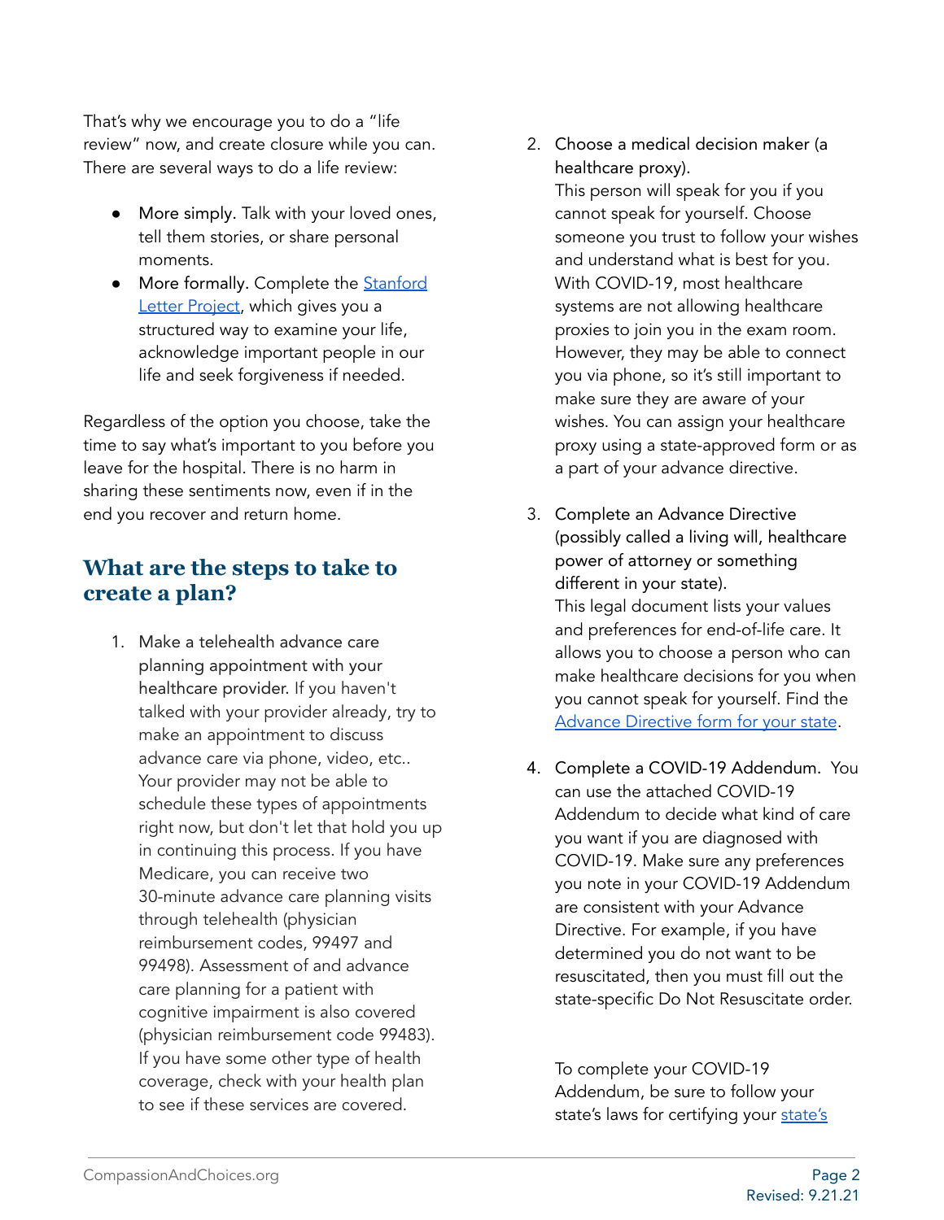That's why we encourage you to do a "life review" now, and create closure while you can. There are several ways to do a life review:

- More simply. Talk with your loved ones, tell them stories, or share personal moments.
- More formally. Complete the [Stanford Letter Project](), which gives you a structured way to examine your life, acknowledge important people in our life and seek forgiveness if needed.

Regardless of the option you choose, take the time to say what's important to you before you leave for the hospital. There is no harm in sharing these sentiments now, even if in the end you recover and return home.

## What are the steps to take to create a plan?

1. Make a telehealth advance care planning appointment with your healthcare provider. If you haven't talked with your provider already, try to make an appointment to discuss advance care via phone, video, etc.. Your provider may not be able to schedule these types of appointments right now, but don't let that hold you up in continuing this process. If you have Medicare, you can receive two 30-minute advance care planning visits through telehealth (physician reimbursement codes, 99497 and 99498). Assessment of and advance care planning for a patient with cognitive impairment is also covered (physician reimbursement code 99483). If you have some other type of health coverage, check with your health plan to see if these services are covered.

2. Choose a medical decision maker (a healthcare proxy).
   This person will speak for you if you cannot speak for yourself. Choose someone you trust to follow your wishes and understand what is best for you. With COVID-19, most healthcare systems are not allowing healthcare proxies to join you in the exam room. However, they may be able to connect you via phone, so it's still important to make sure they are aware of your wishes. You can assign your healthcare proxy using a state-approved form or as a part of your advance directive.

3. Complete an Advance Directive (possibly called a living will, healthcare power of attorney or something different in your state).
   This legal document lists your values and preferences for end-of-life care. It allows you to choose a person who can make healthcare decisions for you when you cannot speak for yourself. Find the [Advance Directive form for your state]().

4. Complete a COVID-19 Addendum. You can use the attached COVID-19 Addendum to decide what kind of care you want if you are diagnosed with COVID-19. Make sure any preferences you note in your COVID-19 Addendum are consistent with your Advance Directive. For example, if you have determined you do not want to be resuscitated, then you must fill out the state-specific Do Not Resuscitate order.

   To complete your COVID-19 Addendum, be sure to follow your state's laws for certifying your [state's]()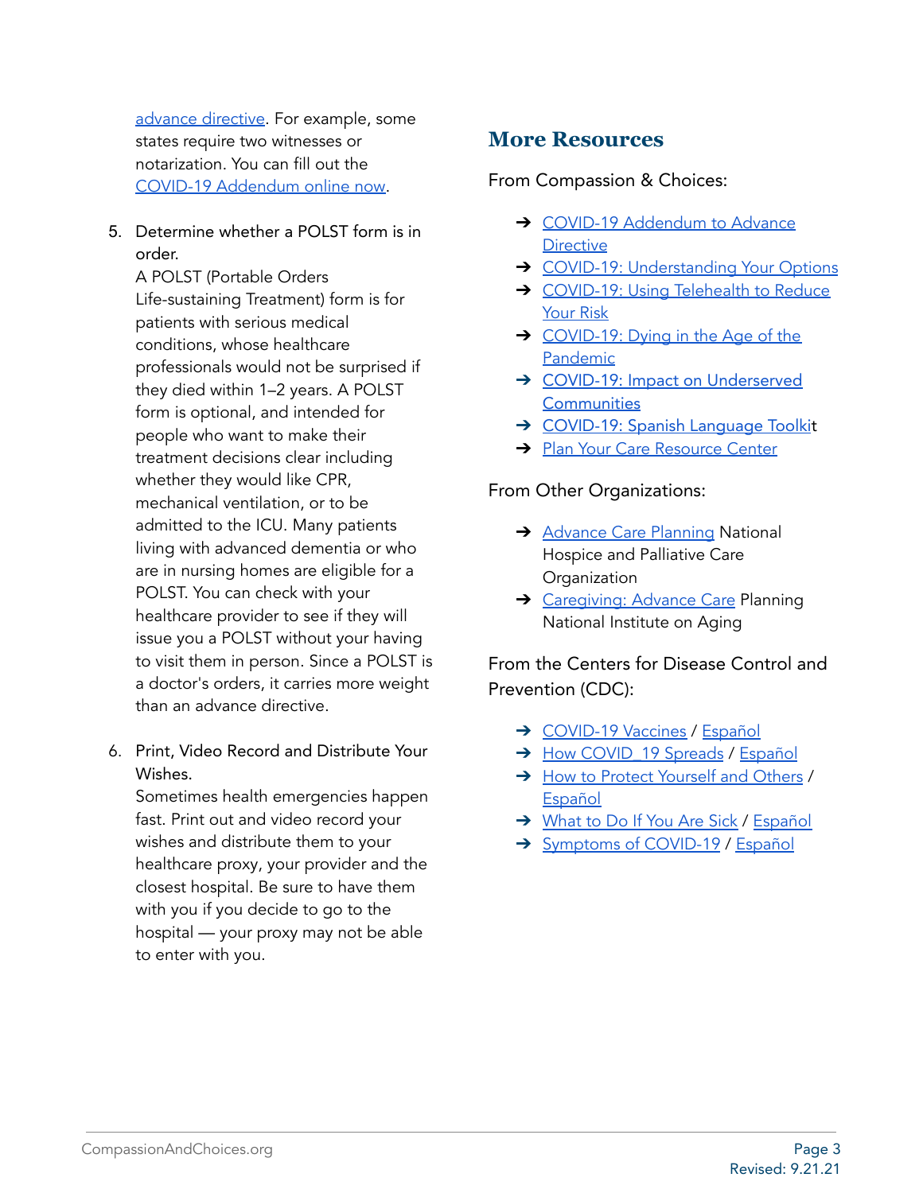advance directive. For example, some states require two witnesses or notarization. You can fill out the COVID-19 Addendum online now.

5. Determine whether a POLST form is in order.
   A POLST (Portable Orders Life-sustaining Treatment) form is for patients with serious medical conditions, whose healthcare professionals would not be surprised if they died within 1–2 years. A POLST form is optional, and intended for people who want to make their treatment decisions clear including whether they would like CPR, mechanical ventilation, or to be admitted to the ICU. Many patients living with advanced dementia or who are in nursing homes are eligible for a POLST. You can check with your healthcare provider to see if they will issue you a POLST without your having to visit them in person. Since a POLST is a doctor's orders, it carries more weight than an advance directive.

6. Print, Video Record and Distribute Your Wishes.
   Sometimes health emergencies happen fast. Print out and video record your wishes and distribute them to your healthcare proxy, your provider and the closest hospital. Be sure to have them with you if you decide to go to the hospital — your proxy may not be able to enter with you.

## More Resources

From Compassion & Choices:

- COVID-19 Addendum to Advance Directive
- COVID-19: Understanding Your Options
- COVID-19: Using Telehealth to Reduce Your Risk
- COVID-19: Dying in the Age of the Pandemic
- COVID-19: Impact on Underserved Communities
- COVID-19: Spanish Language Toolkit
- Plan Your Care Resource Center

From Other Organizations:

- Advance Care Planning National Hospice and Palliative Care Organization
- Caregiving: Advance Care Planning National Institute on Aging

From the Centers for Disease Control and Prevention (CDC):

- COVID-19 Vaccines / Español
- How COVID_19 Spreads / Español
- How to Protect Yourself and Others / Español
- What to Do If You Are Sick / Español
- Symptoms of COVID-19 / Español

Revised: 9.21.21